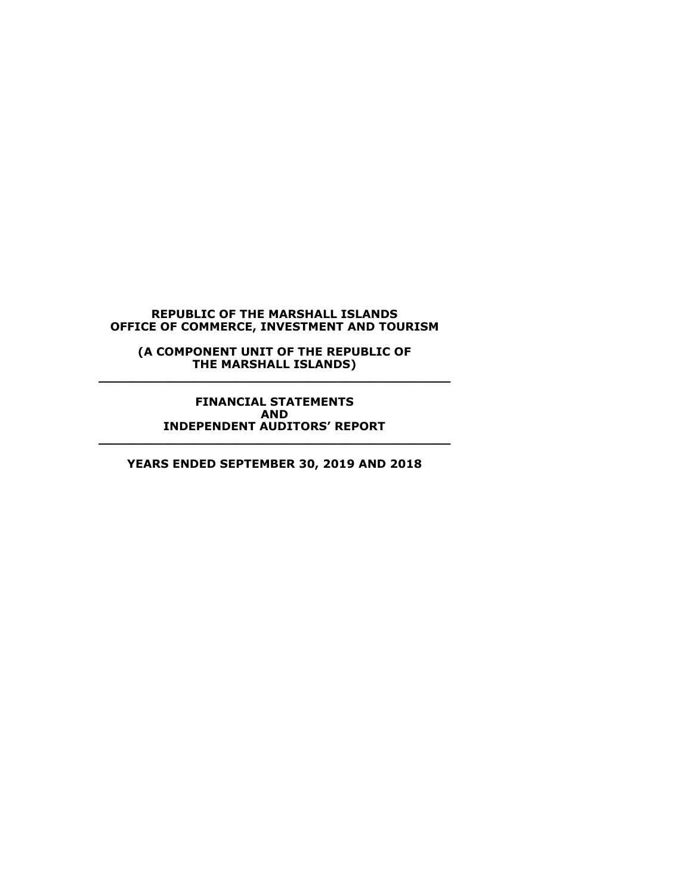**REPUBLIC OF THE MARSHALL ISLANDS**
**OFFICE OF COMMERCE, INVESTMENT AND TOURISM**

**(A COMPONENT UNIT OF THE REPUBLIC OF THE MARSHALL ISLANDS)**

---

**FINANCIAL STATEMENTS**
**AND**
**INDEPENDENT AUDITORS' REPORT**

---

**YEARS ENDED SEPTEMBER 30, 2019 AND 2018**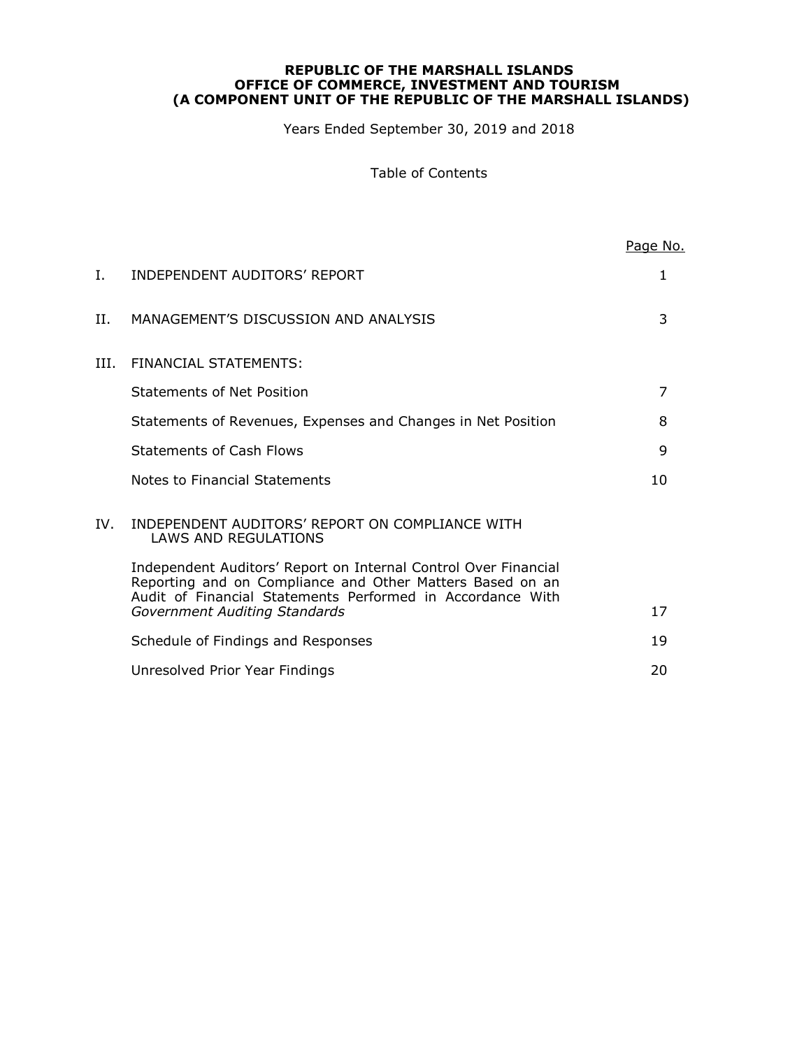**REPUBLIC OF THE MARSHALL ISLANDS**
**OFFICE OF COMMERCE, INVESTMENT AND TOURISM**
**(A COMPONENT UNIT OF THE REPUBLIC OF THE MARSHALL ISLANDS)**

Years Ended September 30, 2019 and 2018

Table of Contents

| | | Page No. |
|---|---|---|
| I. | INDEPENDENT AUDITORS' REPORT | 1 |
| II. | MANAGEMENT'S DISCUSSION AND ANALYSIS | 3 |
| III. | FINANCIAL STATEMENTS: | |
| | Statements of Net Position | 7 |
| | Statements of Revenues, Expenses and Changes in Net Position | 8 |
| | Statements of Cash Flows | 9 |
| | Notes to Financial Statements | 10 |
| IV. | INDEPENDENT AUDITORS' REPORT ON COMPLIANCE WITH LAWS AND REGULATIONS | |
| | Independent Auditors' Report on Internal Control Over Financial Reporting and on Compliance and Other Matters Based on an Audit of Financial Statements Performed in Accordance With *Government Auditing Standards* | 17 |
| | Schedule of Findings and Responses | 19 |
| | Unresolved Prior Year Findings | 20 |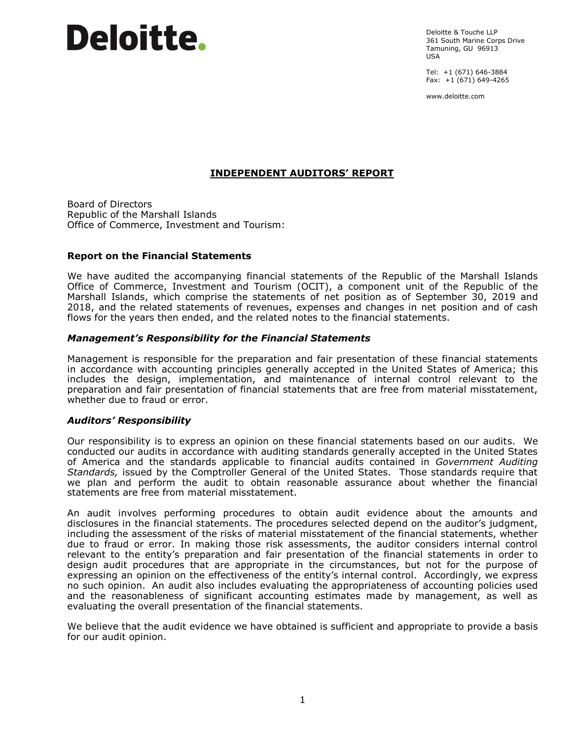# Deloitte.

Deloitte & Touche LLP
361 South Marine Corps Drive
Tamuning, GU 96913
USA

Tel: +1 (671) 646-3884
Fax: +1 (671) 649-4265

www.deloitte.com

## INDEPENDENT AUDITORS' REPORT

Board of Directors
Republic of the Marshall Islands
Office of Commerce, Investment and Tourism:

### Report on the Financial Statements

We have audited the accompanying financial statements of the Republic of the Marshall Islands Office of Commerce, Investment and Tourism (OCIT), a component unit of the Republic of the Marshall Islands, which comprise the statements of net position as of September 30, 2019 and 2018, and the related statements of revenues, expenses and changes in net position and of cash flows for the years then ended, and the related notes to the financial statements.

### *Management's Responsibility for the Financial Statements*

Management is responsible for the preparation and fair presentation of these financial statements in accordance with accounting principles generally accepted in the United States of America; this includes the design, implementation, and maintenance of internal control relevant to the preparation and fair presentation of financial statements that are free from material misstatement, whether due to fraud or error.

### *Auditors' Responsibility*

Our responsibility is to express an opinion on these financial statements based on our audits. We conducted our audits in accordance with auditing standards generally accepted in the United States of America and the standards applicable to financial audits contained in *Government Auditing Standards,* issued by the Comptroller General of the United States. Those standards require that we plan and perform the audit to obtain reasonable assurance about whether the financial statements are free from material misstatement.

An audit involves performing procedures to obtain audit evidence about the amounts and disclosures in the financial statements. The procedures selected depend on the auditor's judgment, including the assessment of the risks of material misstatement of the financial statements, whether due to fraud or error. In making those risk assessments, the auditor considers internal control relevant to the entity's preparation and fair presentation of the financial statements in order to design audit procedures that are appropriate in the circumstances, but not for the purpose of expressing an opinion on the effectiveness of the entity's internal control. Accordingly, we express no such opinion. An audit also includes evaluating the appropriateness of accounting policies used and the reasonableness of significant accounting estimates made by management, as well as evaluating the overall presentation of the financial statements.

We believe that the audit evidence we have obtained is sufficient and appropriate to provide a basis for our audit opinion.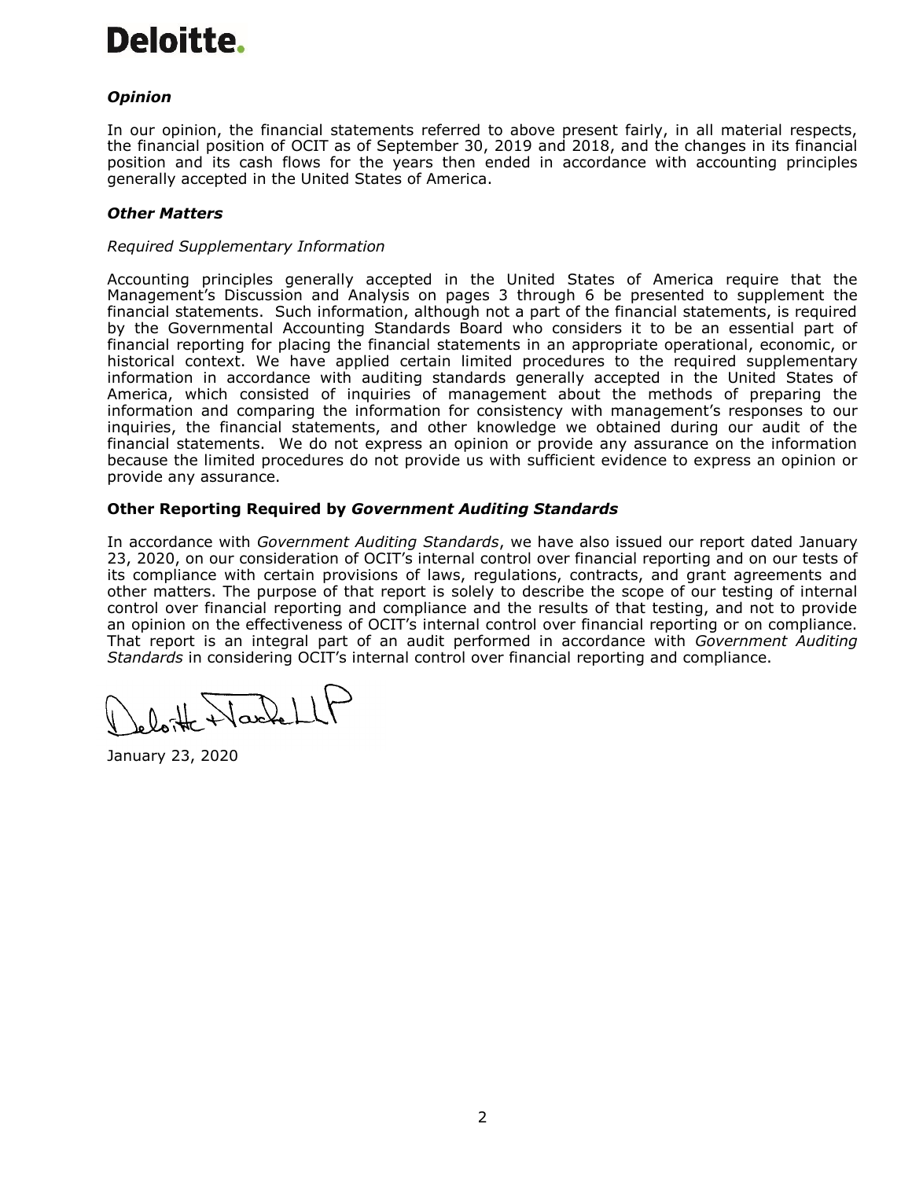**Deloitte.**

### *Opinion*

In our opinion, the financial statements referred to above present fairly, in all material respects, the financial position of OCIT as of September 30, 2019 and 2018, and the changes in its financial position and its cash flows for the years then ended in accordance with accounting principles generally accepted in the United States of America.

### *Other Matters*

*Required Supplementary Information*

Accounting principles generally accepted in the United States of America require that the Management's Discussion and Analysis on pages 3 through 6 be presented to supplement the financial statements. Such information, although not a part of the financial statements, is required by the Governmental Accounting Standards Board who considers it to be an essential part of financial reporting for placing the financial statements in an appropriate operational, economic, or historical context. We have applied certain limited procedures to the required supplementary information in accordance with auditing standards generally accepted in the United States of America, which consisted of inquiries of management about the methods of preparing the information and comparing the information for consistency with management's responses to our inquiries, the financial statements, and other knowledge we obtained during our audit of the financial statements. We do not express an opinion or provide any assurance on the information because the limited procedures do not provide us with sufficient evidence to express an opinion or provide any assurance.

### Other Reporting Required by *Government Auditing Standards*

In accordance with *Government Auditing Standards*, we have also issued our report dated January 23, 2020, on our consideration of OCIT's internal control over financial reporting and on our tests of its compliance with certain provisions of laws, regulations, contracts, and grant agreements and other matters. The purpose of that report is solely to describe the scope of our testing of internal control over financial reporting and compliance and the results of that testing, and not to provide an opinion on the effectiveness of OCIT's internal control over financial reporting or on compliance. That report is an integral part of an audit performed in accordance with *Government Auditing Standards* in considering OCIT's internal control over financial reporting and compliance.

Deloitte & Touche LLP

January 23, 2020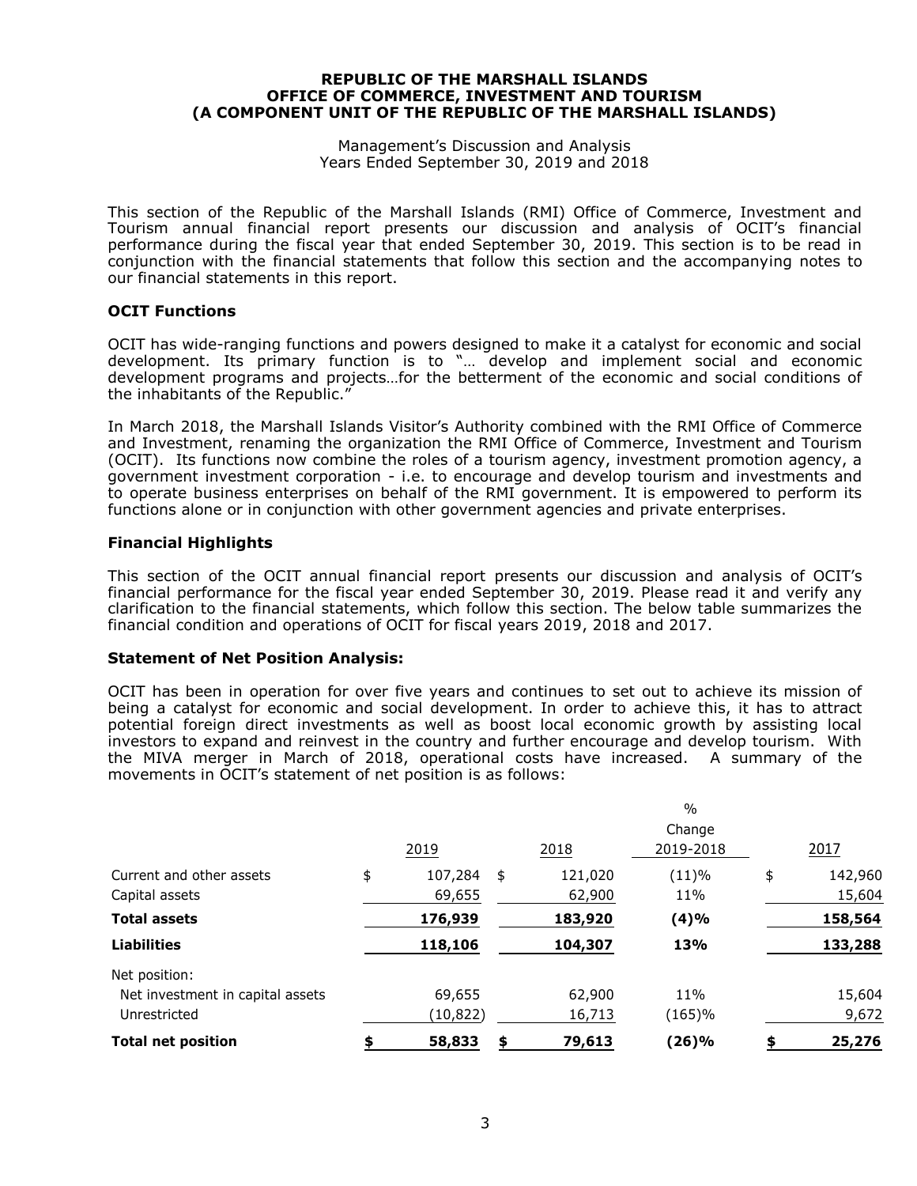REPUBLIC OF THE MARSHALL ISLANDS
OFFICE OF COMMERCE, INVESTMENT AND TOURISM
(A COMPONENT UNIT OF THE REPUBLIC OF THE MARSHALL ISLANDS)

Management's Discussion and Analysis
Years Ended September 30, 2019 and 2018

This section of the Republic of the Marshall Islands (RMI) Office of Commerce, Investment and Tourism annual financial report presents our discussion and analysis of OCIT's financial performance during the fiscal year that ended September 30, 2019. This section is to be read in conjunction with the financial statements that follow this section and the accompanying notes to our financial statements in this report.

### OCIT Functions

OCIT has wide-ranging functions and powers designed to make it a catalyst for economic and social development. Its primary function is to "… develop and implement social and economic development programs and projects…for the betterment of the economic and social conditions of the inhabitants of the Republic."

In March 2018, the Marshall Islands Visitor's Authority combined with the RMI Office of Commerce and Investment, renaming the organization the RMI Office of Commerce, Investment and Tourism (OCIT). Its functions now combine the roles of a tourism agency, investment promotion agency, a government investment corporation - i.e. to encourage and develop tourism and investments and to operate business enterprises on behalf of the RMI government. It is empowered to perform its functions alone or in conjunction with other government agencies and private enterprises.

### Financial Highlights

This section of the OCIT annual financial report presents our discussion and analysis of OCIT's financial performance for the fiscal year ended September 30, 2019. Please read it and verify any clarification to the financial statements, which follow this section. The below table summarizes the financial condition and operations of OCIT for fiscal years 2019, 2018 and 2017.

### Statement of Net Position Analysis:

OCIT has been in operation for over five years and continues to set out to achieve its mission of being a catalyst for economic and social development. In order to achieve this, it has to attract potential foreign direct investments as well as boost local economic growth by assisting local investors to expand and reinvest in the country and further encourage and develop tourism. With the MIVA merger in March of 2018, operational costs have increased. A summary of the movements in OCIT's statement of net position is as follows:

| | 2019 | 2018 | % Change 2019-2018 | 2017 |
|---|---|---|---|---|
| Current and other assets | $ 107,284 | $ 121,020 | (11)% | $ 142,960 |
| Capital assets | 69,655 | 62,900 | 11% | 15,604 |
| **Total assets** | **176,939** | **183,920** | **(4)%** | **158,564** |
| **Liabilities** | **118,106** | **104,307** | **13%** | **133,288** |
| Net position: | | | | |
| Net investment in capital assets | 69,655 | 62,900 | 11% | 15,604 |
| Unrestricted | (10,822) | 16,713 | (165)% | 9,672 |
| **Total net position** | **$ 58,833** | **$ 79,613** | **(26)%** | **$ 25,276** |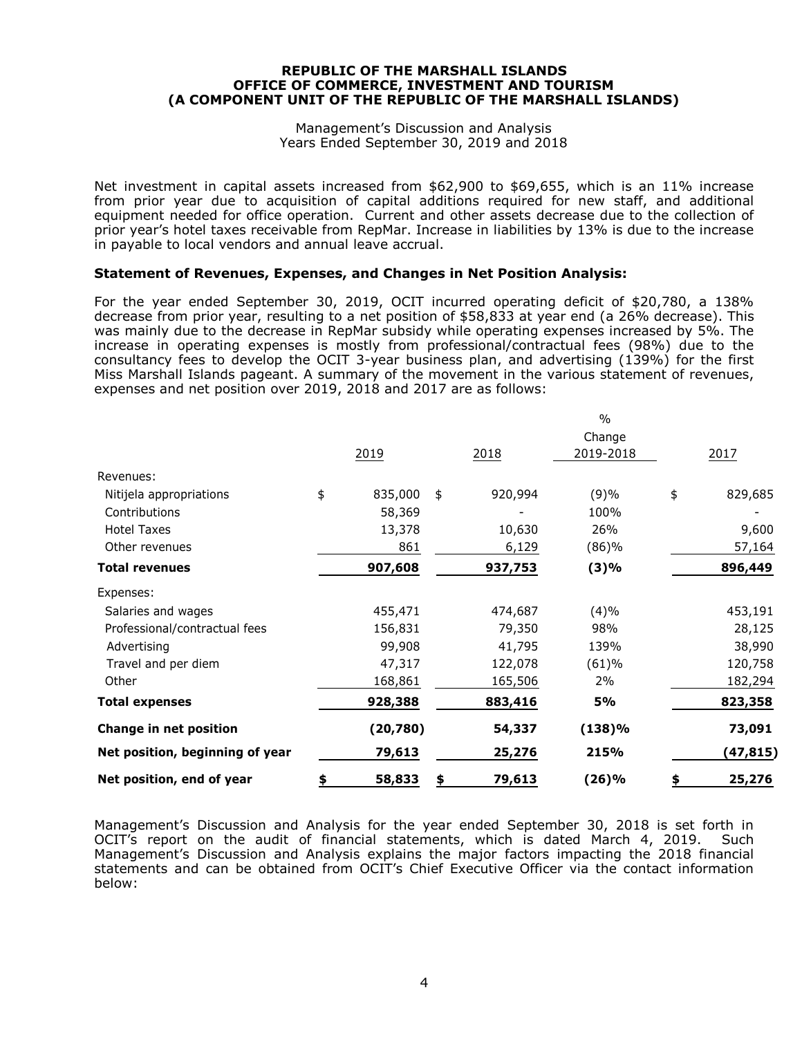**REPUBLIC OF THE MARSHALL ISLANDS**
**OFFICE OF COMMERCE, INVESTMENT AND TOURISM**
**(A COMPONENT UNIT OF THE REPUBLIC OF THE MARSHALL ISLANDS)**

Management's Discussion and Analysis
Years Ended September 30, 2019 and 2018

Net investment in capital assets increased from $62,900 to $69,655, which is an 11% increase from prior year due to acquisition of capital additions required for new staff, and additional equipment needed for office operation. Current and other assets decrease due to the collection of prior year's hotel taxes receivable from RepMar. Increase in liabilities by 13% is due to the increase in payable to local vendors and annual leave accrual.

### Statement of Revenues, Expenses, and Changes in Net Position Analysis:

For the year ended September 30, 2019, OCIT incurred operating deficit of $20,780, a 138% decrease from prior year, resulting to a net position of $58,833 at year end (a 26% decrease). This was mainly due to the decrease in RepMar subsidy while operating expenses increased by 5%. The increase in operating expenses is mostly from professional/contractual fees (98%) due to the consultancy fees to develop the OCIT 3-year business plan, and advertising (139%) for the first Miss Marshall Islands pageant. A summary of the movement in the various statement of revenues, expenses and net position over 2019, 2018 and 2017 are as follows:

| | 2019 | 2018 | % Change 2019-2018 | 2017 |
|---|---|---|---|---|
| Revenues: | | | | |
| Nitijela appropriations | $ 835,000 | $ 920,994 | (9)% | $ 829,685 |
| Contributions | 58,369 | - | 100% | - |
| Hotel Taxes | 13,378 | 10,630 | 26% | 9,600 |
| Other revenues | 861 | 6,129 | (86)% | 57,164 |
| **Total revenues** | **907,608** | **937,753** | **(3)%** | **896,449** |
| Expenses: | | | | |
| Salaries and wages | 455,471 | 474,687 | (4)% | 453,191 |
| Professional/contractual fees | 156,831 | 79,350 | 98% | 28,125 |
| Advertising | 99,908 | 41,795 | 139% | 38,990 |
| Travel and per diem | 47,317 | 122,078 | (61)% | 120,758 |
| Other | 168,861 | 165,506 | 2% | 182,294 |
| **Total expenses** | **928,388** | **883,416** | **5%** | **823,358** |
| **Change in net position** | **(20,780)** | **54,337** | **(138)%** | **73,091** |
| **Net position, beginning of year** | **79,613** | **25,276** | **215%** | **(47,815)** |
| **Net position, end of year** | **$ 58,833** | **$ 79,613** | **(26)%** | **$ 25,276** |

Management's Discussion and Analysis for the year ended September 30, 2018 is set forth in OCIT's report on the audit of financial statements, which is dated March 4, 2019. Such Management's Discussion and Analysis explains the major factors impacting the 2018 financial statements and can be obtained from OCIT's Chief Executive Officer via the contact information below: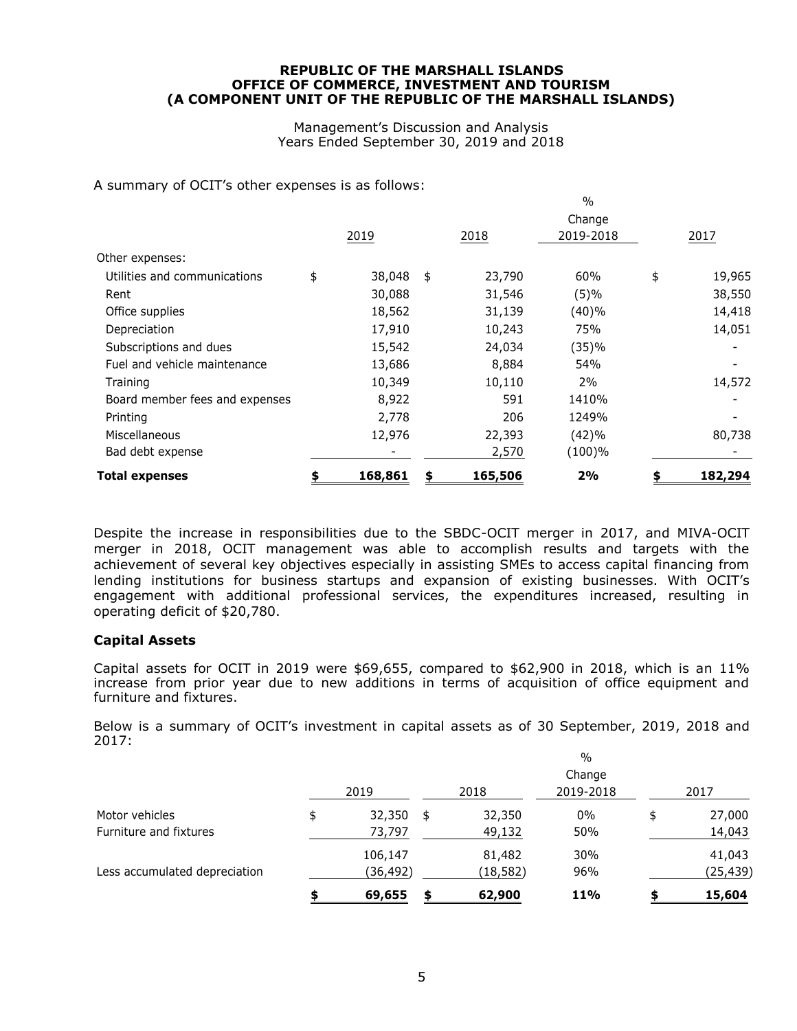REPUBLIC OF THE MARSHALL ISLANDS
OFFICE OF COMMERCE, INVESTMENT AND TOURISM
(A COMPONENT UNIT OF THE REPUBLIC OF THE MARSHALL ISLANDS)

Management's Discussion and Analysis
Years Ended September 30, 2019 and 2018

A summary of OCIT's other expenses is as follows:

| | 2019 | 2018 | % Change 2019-2018 | 2017 |
|---|---|---|---|---|
| Other expenses: | | | | |
| Utilities and communications | $ 38,048 | $ 23,790 | 60% | $ 19,965 |
| Rent | 30,088 | 31,546 | (5)% | 38,550 |
| Office supplies | 18,562 | 31,139 | (40)% | 14,418 |
| Depreciation | 17,910 | 10,243 | 75% | 14,051 |
| Subscriptions and dues | 15,542 | 24,034 | (35)% | - |
| Fuel and vehicle maintenance | 13,686 | 8,884 | 54% | - |
| Training | 10,349 | 10,110 | 2% | 14,572 |
| Board member fees and expenses | 8,922 | 591 | 1410% | - |
| Printing | 2,778 | 206 | 1249% | - |
| Miscellaneous | 12,976 | 22,393 | (42)% | 80,738 |
| Bad debt expense | - | 2,570 | (100)% | - |
| **Total expenses** | **$ 168,861** | **$ 165,506** | **2%** | **$ 182,294** |

Despite the increase in responsibilities due to the SBDC-OCIT merger in 2017, and MIVA-OCIT merger in 2018, OCIT management was able to accomplish results and targets with the achievement of several key objectives especially in assisting SMEs to access capital financing from lending institutions for business startups and expansion of existing businesses. With OCIT's engagement with additional professional services, the expenditures increased, resulting in operating deficit of $20,780.

### Capital Assets

Capital assets for OCIT in 2019 were $69,655, compared to $62,900 in 2018, which is an 11% increase from prior year due to new additions in terms of acquisition of office equipment and furniture and fixtures.

Below is a summary of OCIT's investment in capital assets as of 30 September, 2019, 2018 and 2017:

| | 2019 | 2018 | % Change 2019-2018 | 2017 |
|---|---|---|---|---|
| Motor vehicles | $ 32,350 | $ 32,350 | 0% | $ 27,000 |
| Furniture and fixtures | 73,797 | 49,132 | 50% | 14,043 |
| | 106,147 | 81,482 | 30% | 41,043 |
| Less accumulated depreciation | (36,492) | (18,582) | 96% | (25,439) |
| | **$ 69,655** | **$ 62,900** | **11%** | **$ 15,604** |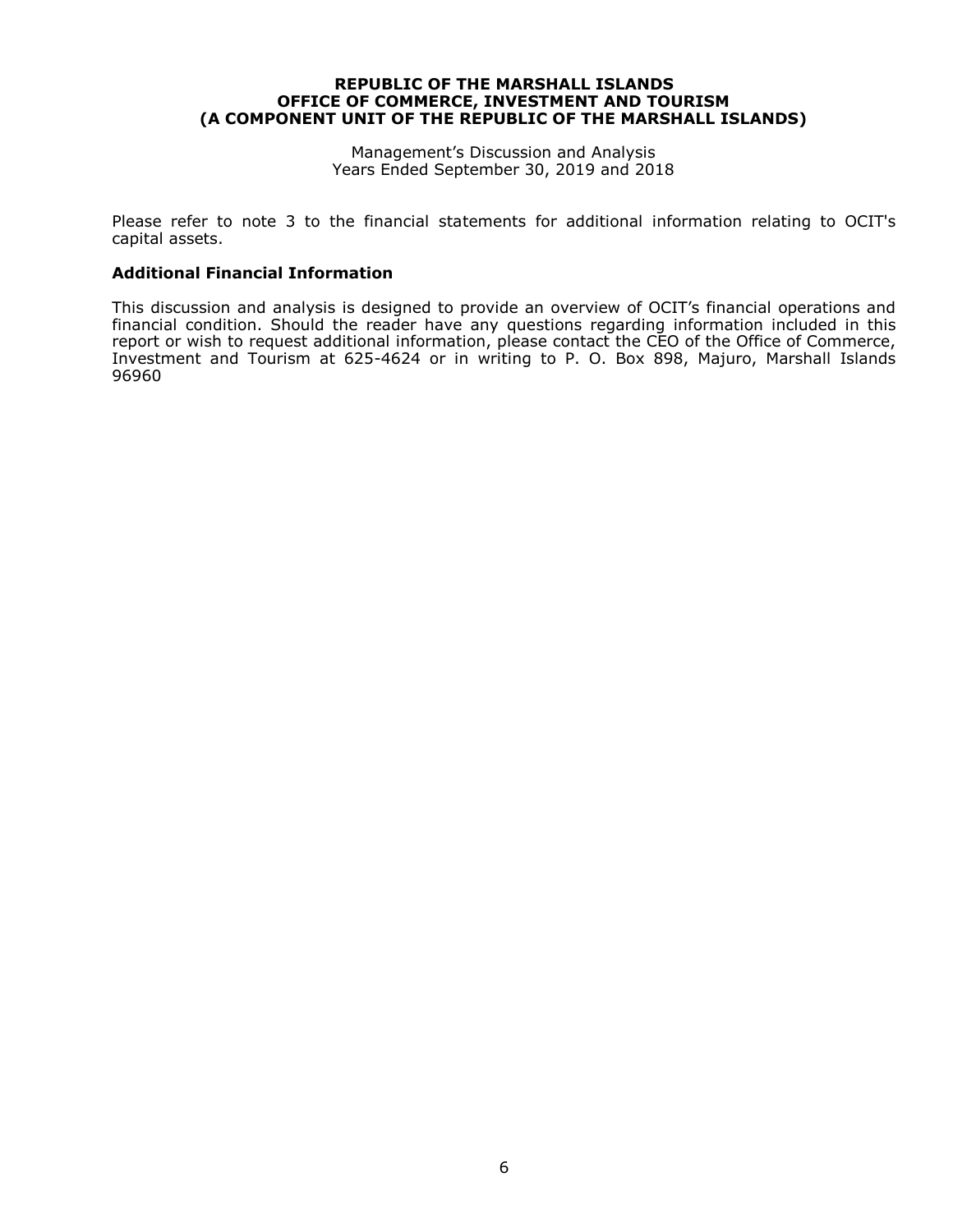Please refer to note 3 to the financial statements for additional information relating to OCIT's capital assets.

### Additional Financial Information

This discussion and analysis is designed to provide an overview of OCIT's financial operations and financial condition. Should the reader have any questions regarding information included in this report or wish to request additional information, please contact the CEO of the Office of Commerce, Investment and Tourism at 625-4624 or in writing to P. O. Box 898, Majuro, Marshall Islands 96960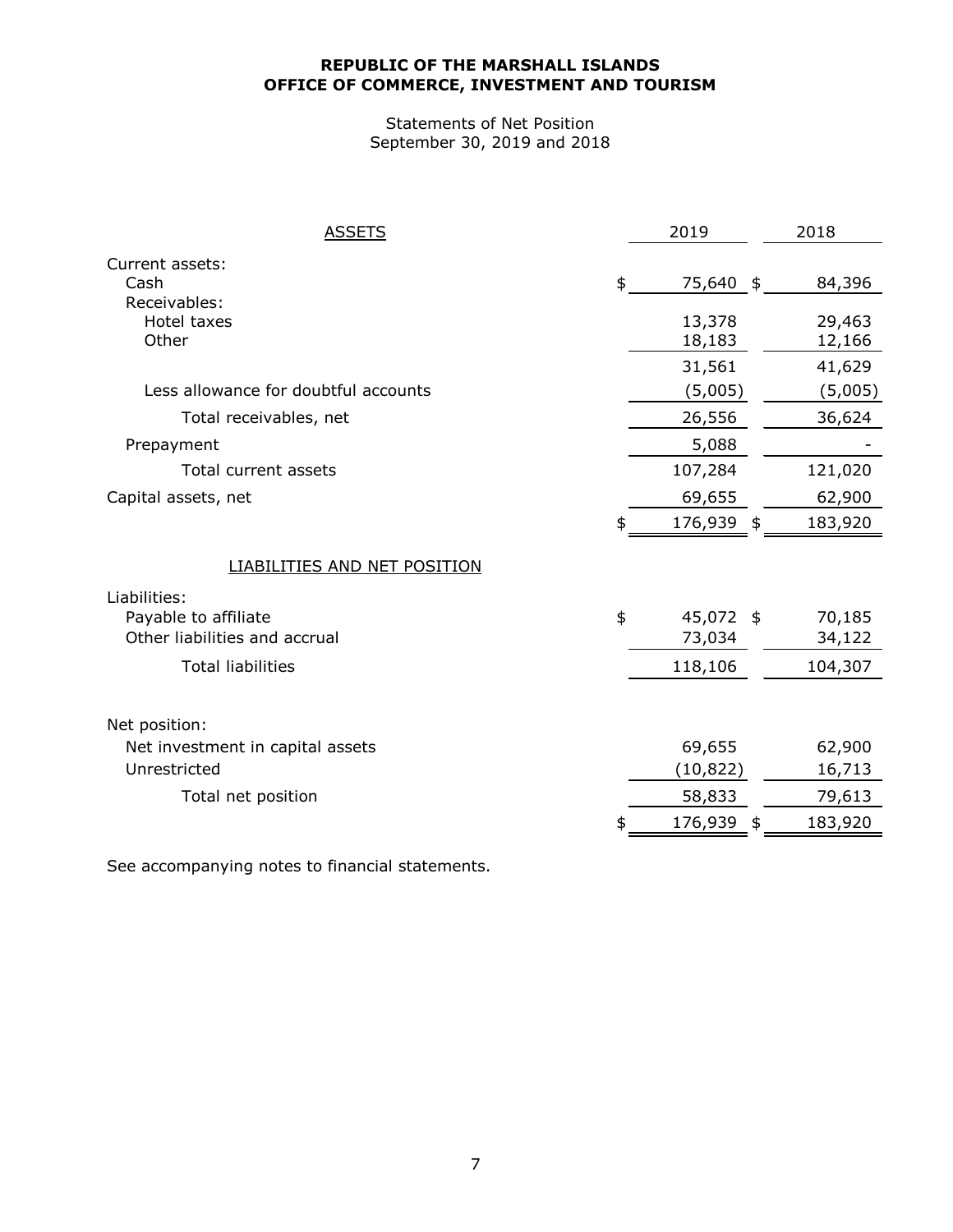**REPUBLIC OF THE MARSHALL ISLANDS**
**OFFICE OF COMMERCE, INVESTMENT AND TOURISM**

Statements of Net Position
September 30, 2019 and 2018

| ASSETS | 2019 | 2018 |
|---|---|---|
| Current assets: | | |
| Cash | $ 75,640 | $ 84,396 |
| Receivables: | | |
| Hotel taxes | 13,378 | 29,463 |
| Other | 18,183 | 12,166 |
| | 31,561 | 41,629 |
| Less allowance for doubtful accounts | (5,005) | (5,005) |
| Total receivables, net | 26,556 | 36,624 |
| Prepayment | 5,088 | - |
| Total current assets | 107,284 | 121,020 |
| Capital assets, net | 69,655 | 62,900 |
| | $ 176,939 | $ 183,920 |
| LIABILITIES AND NET POSITION | | |
| Liabilities: | | |
| Payable to affiliate | $ 45,072 | $ 70,185 |
| Other liabilities and accrual | 73,034 | 34,122 |
| Total liabilities | 118,106 | 104,307 |
| Net position: | | |
| Net investment in capital assets | 69,655 | 62,900 |
| Unrestricted | (10,822) | 16,713 |
| Total net position | 58,833 | 79,613 |
| | $ 176,939 | $ 183,920 |

See accompanying notes to financial statements.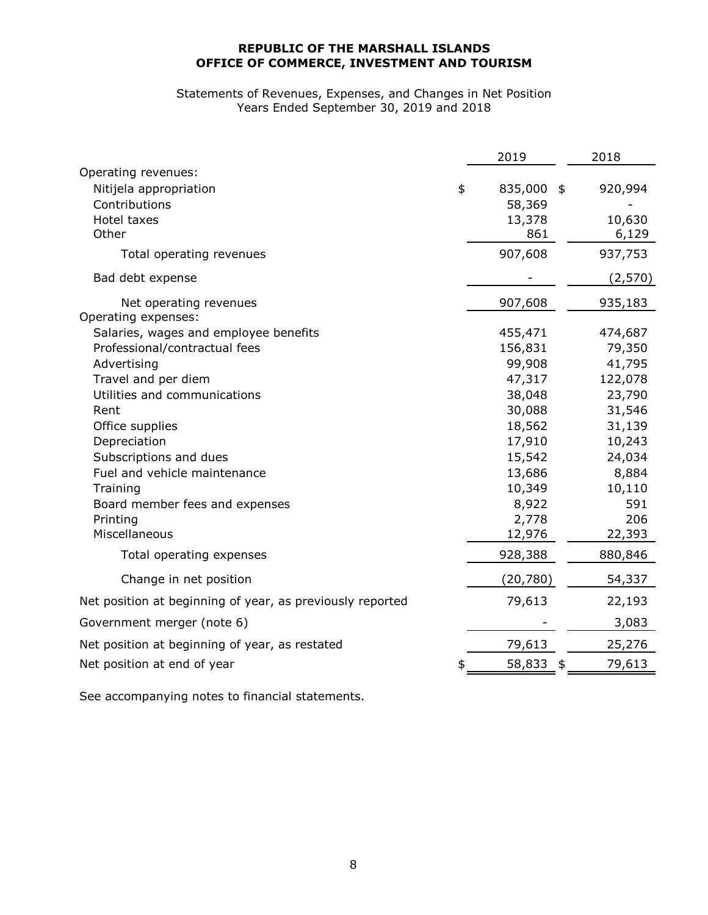**REPUBLIC OF THE MARSHALL ISLANDS**
**OFFICE OF COMMERCE, INVESTMENT AND TOURISM**

Statements of Revenues, Expenses, and Changes in Net Position
Years Ended September 30, 2019 and 2018

| | 2019 | 2018 |
|---|---|---|
| Operating revenues: | | |
| Nitijela appropriation | $ 835,000 | $ 920,994 |
| Contributions | 58,369 | - |
| Hotel taxes | 13,378 | 10,630 |
| Other | 861 | 6,129 |
| Total operating revenues | 907,608 | 937,753 |
| Bad debt expense | - | (2,570) |
| Net operating revenues | 907,608 | 935,183 |
| Operating expenses: | | |
| Salaries, wages and employee benefits | 455,471 | 474,687 |
| Professional/contractual fees | 156,831 | 79,350 |
| Advertising | 99,908 | 41,795 |
| Travel and per diem | 47,317 | 122,078 |
| Utilities and communications | 38,048 | 23,790 |
| Rent | 30,088 | 31,546 |
| Office supplies | 18,562 | 31,139 |
| Depreciation | 17,910 | 10,243 |
| Subscriptions and dues | 15,542 | 24,034 |
| Fuel and vehicle maintenance | 13,686 | 8,884 |
| Training | 10,349 | 10,110 |
| Board member fees and expenses | 8,922 | 591 |
| Printing | 2,778 | 206 |
| Miscellaneous | 12,976 | 22,393 |
| Total operating expenses | 928,388 | 880,846 |
| Change in net position | (20,780) | 54,337 |
| Net position at beginning of year, as previously reported | 79,613 | 22,193 |
| Government merger (note 6) | - | 3,083 |
| Net position at beginning of year, as restated | 79,613 | 25,276 |
| Net position at end of year | $ 58,833 | $ 79,613 |

See accompanying notes to financial statements.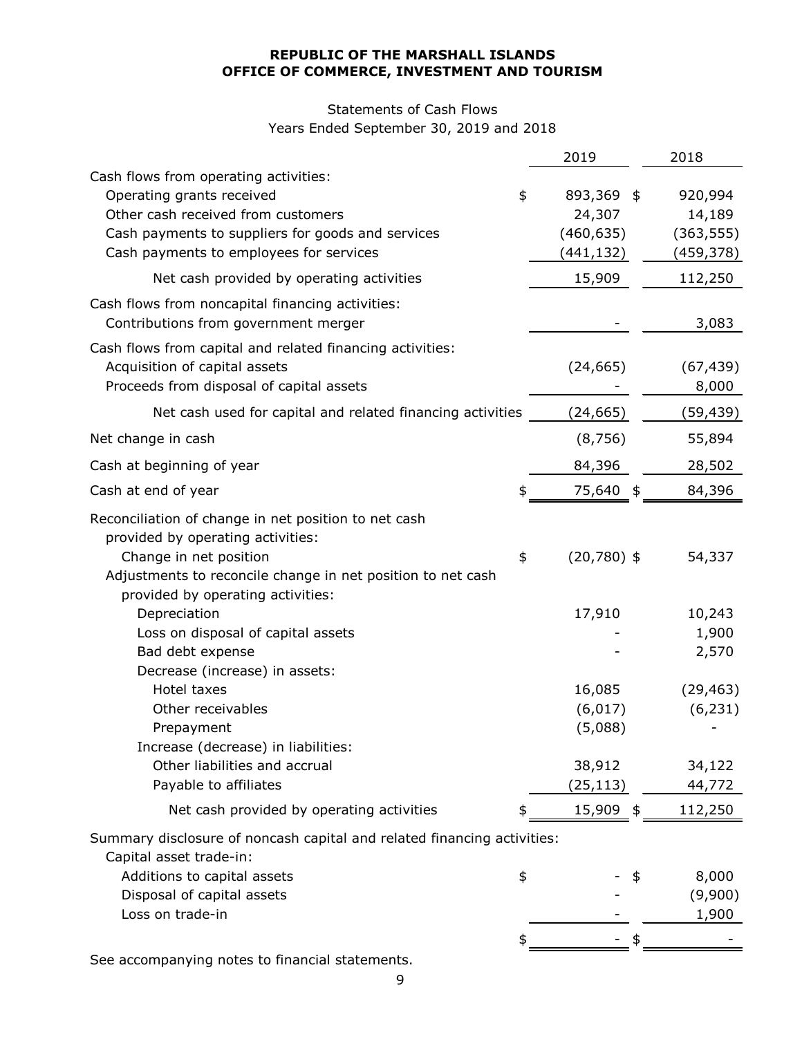**REPUBLIC OF THE MARSHALL ISLANDS**
**OFFICE OF COMMERCE, INVESTMENT AND TOURISM**

Statements of Cash Flows
Years Ended September 30, 2019 and 2018

| | 2019 | 2018 |
|---|---|---|
| Cash flows from operating activities: | | |
| Operating grants received | $ 893,369 | $ 920,994 |
| Other cash received from customers | 24,307 | 14,189 |
| Cash payments to suppliers for goods and services | (460,635) | (363,555) |
| Cash payments to employees for services | (441,132) | (459,378) |
| Net cash provided by operating activities | 15,909 | 112,250 |
| Cash flows from noncapital financing activities: | | |
| Contributions from government merger | - | 3,083 |
| Cash flows from capital and related financing activities: | | |
| Acquisition of capital assets | (24,665) | (67,439) |
| Proceeds from disposal of capital assets | - | 8,000 |
| Net cash used for capital and related financing activities | (24,665) | (59,439) |
| Net change in cash | (8,756) | 55,894 |
| Cash at beginning of year | 84,396 | 28,502 |
| Cash at end of year | $ 75,640 | $ 84,396 |
| Reconciliation of change in net position to net cash provided by operating activities: | | |
| Change in net position | $ (20,780) | $ 54,337 |
| Adjustments to reconcile change in net position to net cash provided by operating activities: | | |
| Depreciation | 17,910 | 10,243 |
| Loss on disposal of capital assets | - | 1,900 |
| Bad debt expense | - | 2,570 |
| Decrease (increase) in assets: | | |
| Hotel taxes | 16,085 | (29,463) |
| Other receivables | (6,017) | (6,231) |
| Prepayment | (5,088) | - |
| Increase (decrease) in liabilities: | | |
| Other liabilities and accrual | 38,912 | 34,122 |
| Payable to affiliates | (25,113) | 44,772 |
| Net cash provided by operating activities | $ 15,909 | $ 112,250 |
| Summary disclosure of noncash capital and related financing activities: | | |
| Capital asset trade-in: | | |
| Additions to capital assets | $ - | $ 8,000 |
| Disposal of capital assets | - | (9,900) |
| Loss on trade-in | - | 1,900 |
| | $ - | $ - |

See accompanying notes to financial statements.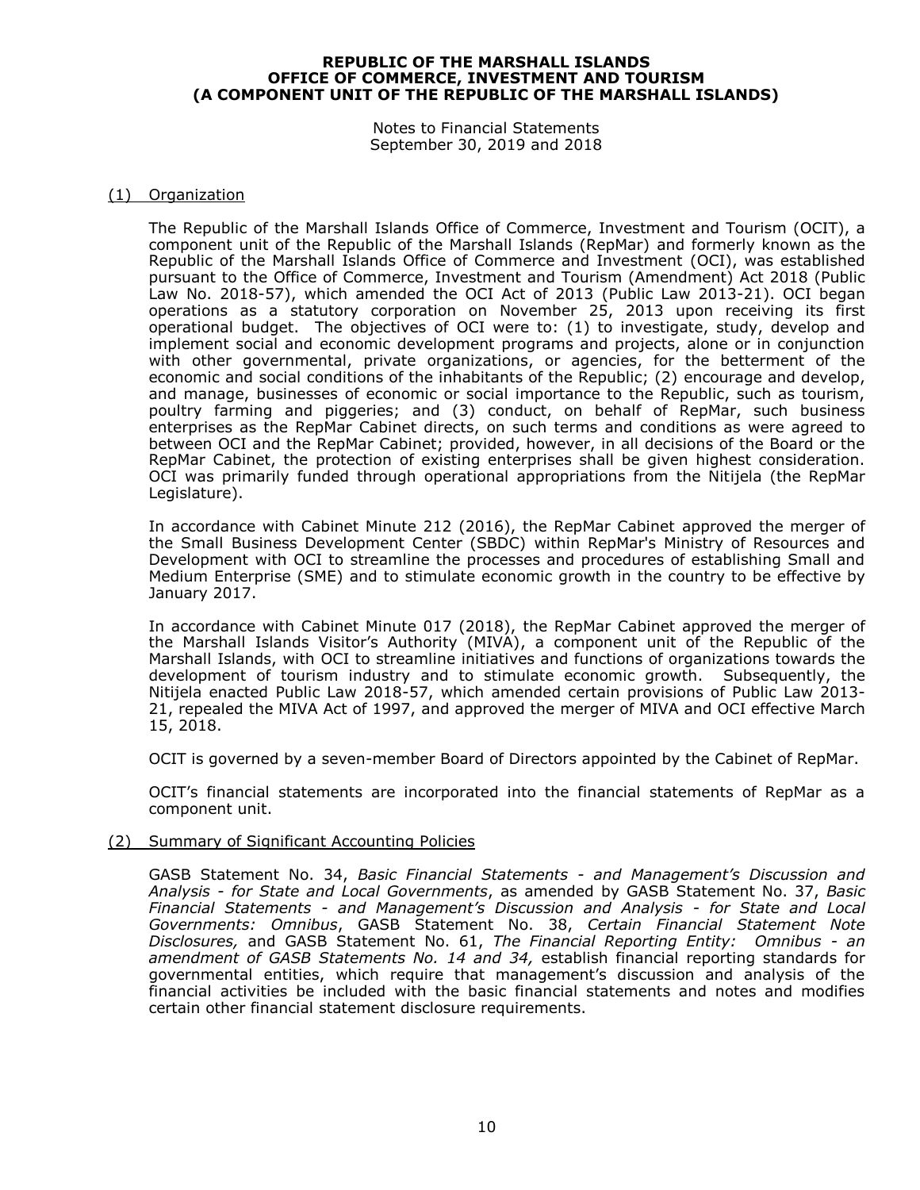# REPUBLIC OF THE MARSHALL ISLANDS
# OFFICE OF COMMERCE, INVESTMENT AND TOURISM
# (A COMPONENT UNIT OF THE REPUBLIC OF THE MARSHALL ISLANDS)

Notes to Financial Statements
September 30, 2019 and 2018

## (1) Organization

The Republic of the Marshall Islands Office of Commerce, Investment and Tourism (OCIT), a component unit of the Republic of the Marshall Islands (RepMar) and formerly known as the Republic of the Marshall Islands Office of Commerce and Investment (OCI), was established pursuant to the Office of Commerce, Investment and Tourism (Amendment) Act 2018 (Public Law No. 2018-57), which amended the OCI Act of 2013 (Public Law 2013-21). OCI began operations as a statutory corporation on November 25, 2013 upon receiving its first operational budget. The objectives of OCI were to: (1) to investigate, study, develop and implement social and economic development programs and projects, alone or in conjunction with other governmental, private organizations, or agencies, for the betterment of the economic and social conditions of the inhabitants of the Republic; (2) encourage and develop, and manage, businesses of economic or social importance to the Republic, such as tourism, poultry farming and piggeries; and (3) conduct, on behalf of RepMar, such business enterprises as the RepMar Cabinet directs, on such terms and conditions as were agreed to between OCI and the RepMar Cabinet; provided, however, in all decisions of the Board or the RepMar Cabinet, the protection of existing enterprises shall be given highest consideration. OCI was primarily funded through operational appropriations from the Nitijela (the RepMar Legislature).

In accordance with Cabinet Minute 212 (2016), the RepMar Cabinet approved the merger of the Small Business Development Center (SBDC) within RepMar's Ministry of Resources and Development with OCI to streamline the processes and procedures of establishing Small and Medium Enterprise (SME) and to stimulate economic growth in the country to be effective by January 2017.

In accordance with Cabinet Minute 017 (2018), the RepMar Cabinet approved the merger of the Marshall Islands Visitor's Authority (MIVA), a component unit of the Republic of the Marshall Islands, with OCI to streamline initiatives and functions of organizations towards the development of tourism industry and to stimulate economic growth. Subsequently, the Nitijela enacted Public Law 2018-57, which amended certain provisions of Public Law 2013-21, repealed the MIVA Act of 1997, and approved the merger of MIVA and OCI effective March 15, 2018.

OCIT is governed by a seven-member Board of Directors appointed by the Cabinet of RepMar.

OCIT's financial statements are incorporated into the financial statements of RepMar as a component unit.

## (2) Summary of Significant Accounting Policies

GASB Statement No. 34, *Basic Financial Statements - and Management's Discussion and Analysis - for State and Local Governments*, as amended by GASB Statement No. 37, *Basic Financial Statements - and Management's Discussion and Analysis - for State and Local Governments: Omnibus*, GASB Statement No. 38, *Certain Financial Statement Note Disclosures,* and GASB Statement No. 61, *The Financial Reporting Entity: Omnibus - an amendment of GASB Statements No. 14 and 34,* establish financial reporting standards for governmental entities, which require that management's discussion and analysis of the financial activities be included with the basic financial statements and notes and modifies certain other financial statement disclosure requirements.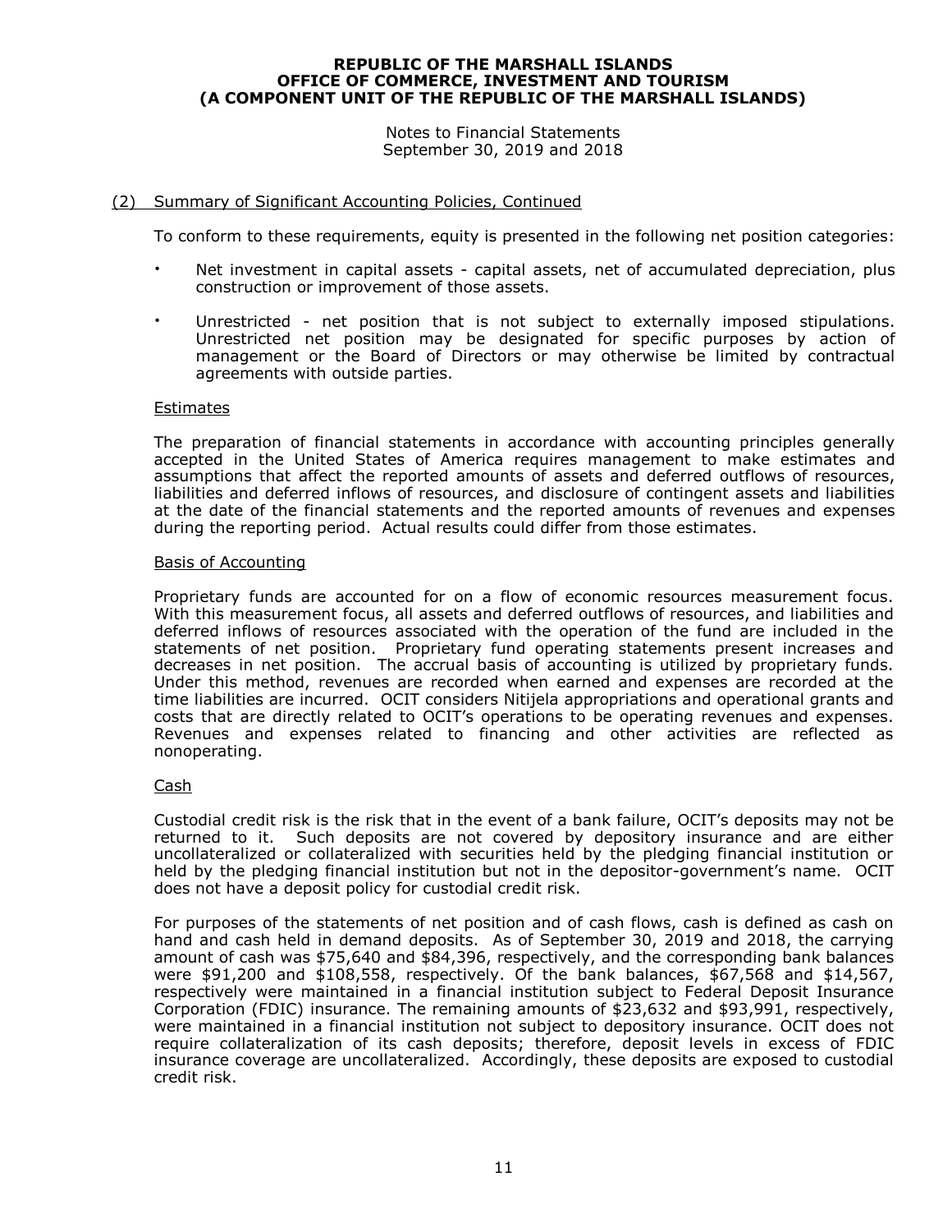## (2) Summary of Significant Accounting Policies, Continued

To conform to these requirements, equity is presented in the following net position categories:

- Net investment in capital assets - capital assets, net of accumulated depreciation, plus construction or improvement of those assets.
- Unrestricted - net position that is not subject to externally imposed stipulations. Unrestricted net position may be designated for specific purposes by action of management or the Board of Directors or may otherwise be limited by contractual agreements with outside parties.

### Estimates

The preparation of financial statements in accordance with accounting principles generally accepted in the United States of America requires management to make estimates and assumptions that affect the reported amounts of assets and deferred outflows of resources, liabilities and deferred inflows of resources, and disclosure of contingent assets and liabilities at the date of the financial statements and the reported amounts of revenues and expenses during the reporting period. Actual results could differ from those estimates.

### Basis of Accounting

Proprietary funds are accounted for on a flow of economic resources measurement focus. With this measurement focus, all assets and deferred outflows of resources, and liabilities and deferred inflows of resources associated with the operation of the fund are included in the statements of net position. Proprietary fund operating statements present increases and decreases in net position. The accrual basis of accounting is utilized by proprietary funds. Under this method, revenues are recorded when earned and expenses are recorded at the time liabilities are incurred. OCIT considers Nitijela appropriations and operational grants and costs that are directly related to OCIT's operations to be operating revenues and expenses. Revenues and expenses related to financing and other activities are reflected as nonoperating.

### Cash

Custodial credit risk is the risk that in the event of a bank failure, OCIT's deposits may not be returned to it. Such deposits are not covered by depository insurance and are either uncollateralized or collateralized with securities held by the pledging financial institution or held by the pledging financial institution but not in the depositor-government's name. OCIT does not have a deposit policy for custodial credit risk.

For purposes of the statements of net position and of cash flows, cash is defined as cash on hand and cash held in demand deposits. As of September 30, 2019 and 2018, the carrying amount of cash was $75,640 and $84,396, respectively, and the corresponding bank balances were $91,200 and $108,558, respectively. Of the bank balances, $67,568 and $14,567, respectively were maintained in a financial institution subject to Federal Deposit Insurance Corporation (FDIC) insurance. The remaining amounts of $23,632 and $93,991, respectively, were maintained in a financial institution not subject to depository insurance. OCIT does not require collateralization of its cash deposits; therefore, deposit levels in excess of FDIC insurance coverage are uncollateralized. Accordingly, these deposits are exposed to custodial credit risk.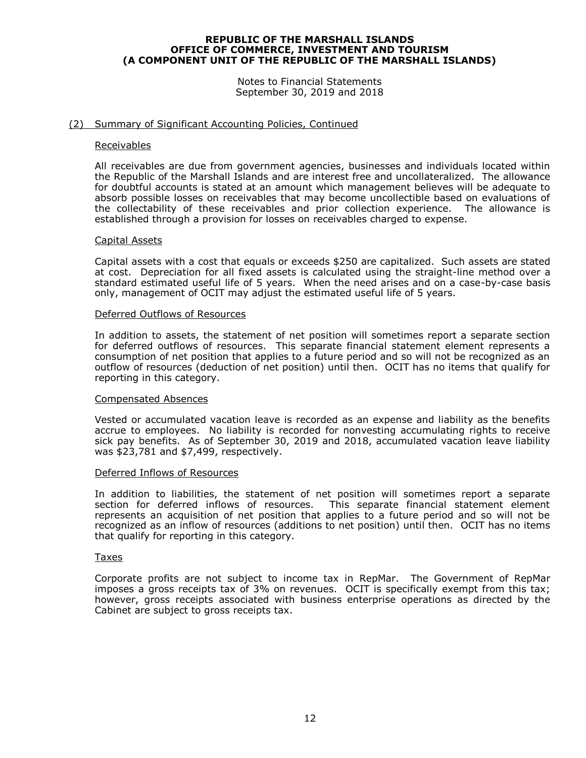**REPUBLIC OF THE MARSHALL ISLANDS**
**OFFICE OF COMMERCE, INVESTMENT AND TOURISM**
**(A COMPONENT UNIT OF THE REPUBLIC OF THE MARSHALL ISLANDS)**

Notes to Financial Statements
September 30, 2019 and 2018

## (2) Summary of Significant Accounting Policies, Continued

### Receivables

All receivables are due from government agencies, businesses and individuals located within the Republic of the Marshall Islands and are interest free and uncollateralized. The allowance for doubtful accounts is stated at an amount which management believes will be adequate to absorb possible losses on receivables that may become uncollectible based on evaluations of the collectability of these receivables and prior collection experience. The allowance is established through a provision for losses on receivables charged to expense.

### Capital Assets

Capital assets with a cost that equals or exceeds $250 are capitalized. Such assets are stated at cost. Depreciation for all fixed assets is calculated using the straight-line method over a standard estimated useful life of 5 years. When the need arises and on a case-by-case basis only, management of OCIT may adjust the estimated useful life of 5 years.

### Deferred Outflows of Resources

In addition to assets, the statement of net position will sometimes report a separate section for deferred outflows of resources. This separate financial statement element represents a consumption of net position that applies to a future period and so will not be recognized as an outflow of resources (deduction of net position) until then. OCIT has no items that qualify for reporting in this category.

### Compensated Absences

Vested or accumulated vacation leave is recorded as an expense and liability as the benefits accrue to employees. No liability is recorded for nonvesting accumulating rights to receive sick pay benefits. As of September 30, 2019 and 2018, accumulated vacation leave liability was $23,781 and $7,499, respectively.

### Deferred Inflows of Resources

In addition to liabilities, the statement of net position will sometimes report a separate section for deferred inflows of resources. This separate financial statement element represents an acquisition of net position that applies to a future period and so will not be recognized as an inflow of resources (additions to net position) until then. OCIT has no items that qualify for reporting in this category.

### Taxes

Corporate profits are not subject to income tax in RepMar. The Government of RepMar imposes a gross receipts tax of 3% on revenues. OCIT is specifically exempt from this tax; however, gross receipts associated with business enterprise operations as directed by the Cabinet are subject to gross receipts tax.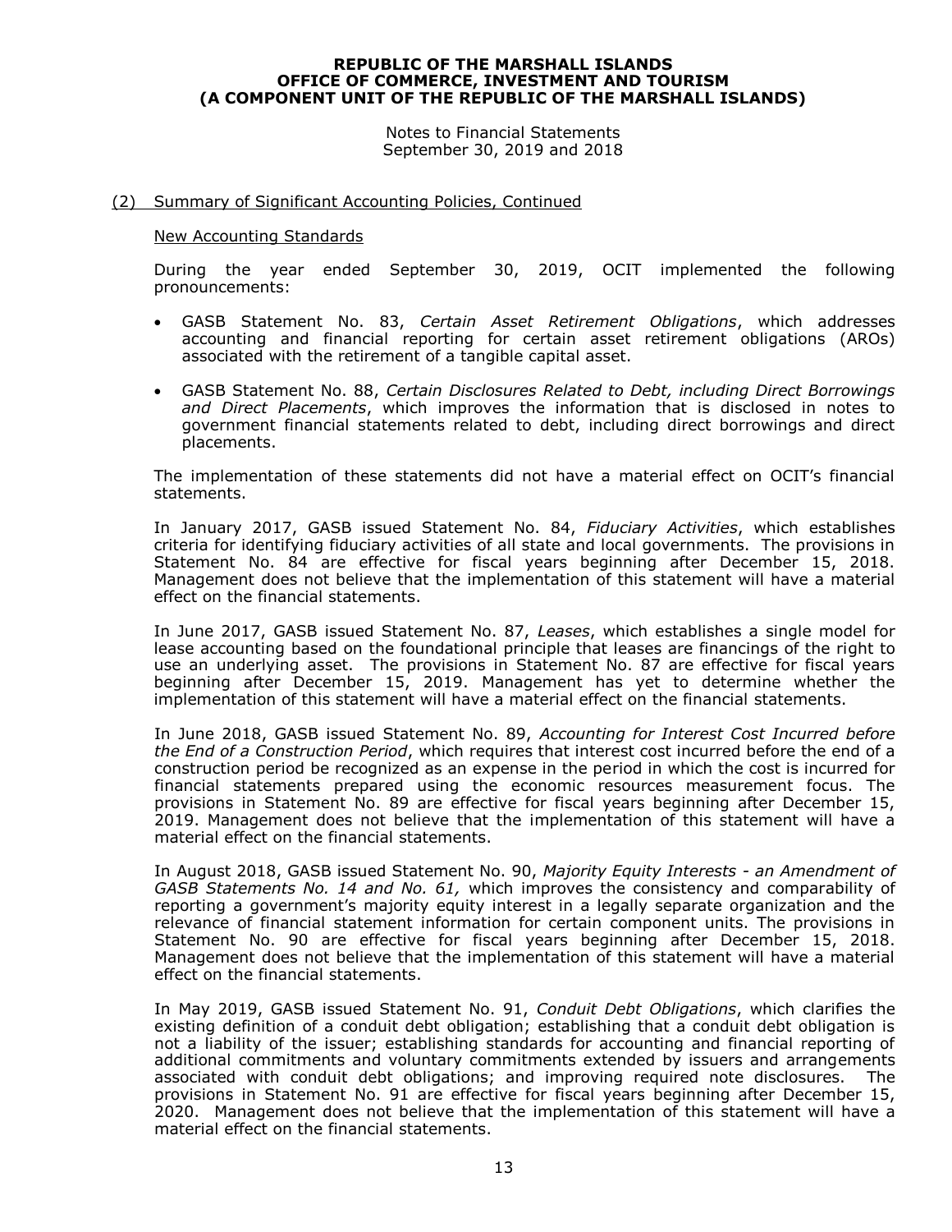## (2) Summary of Significant Accounting Policies, Continued

### New Accounting Standards

During the year ended September 30, 2019, OCIT implemented the following pronouncements:

- GASB Statement No. 83, *Certain Asset Retirement Obligations*, which addresses accounting and financial reporting for certain asset retirement obligations (AROs) associated with the retirement of a tangible capital asset.
- GASB Statement No. 88, *Certain Disclosures Related to Debt, including Direct Borrowings and Direct Placements*, which improves the information that is disclosed in notes to government financial statements related to debt, including direct borrowings and direct placements.

The implementation of these statements did not have a material effect on OCIT's financial statements.

In January 2017, GASB issued Statement No. 84, *Fiduciary Activities*, which establishes criteria for identifying fiduciary activities of all state and local governments. The provisions in Statement No. 84 are effective for fiscal years beginning after December 15, 2018. Management does not believe that the implementation of this statement will have a material effect on the financial statements.

In June 2017, GASB issued Statement No. 87, *Leases*, which establishes a single model for lease accounting based on the foundational principle that leases are financings of the right to use an underlying asset. The provisions in Statement No. 87 are effective for fiscal years beginning after December 15, 2019. Management has yet to determine whether the implementation of this statement will have a material effect on the financial statements.

In June 2018, GASB issued Statement No. 89, *Accounting for Interest Cost Incurred before the End of a Construction Period*, which requires that interest cost incurred before the end of a construction period be recognized as an expense in the period in which the cost is incurred for financial statements prepared using the economic resources measurement focus. The provisions in Statement No. 89 are effective for fiscal years beginning after December 15, 2019. Management does not believe that the implementation of this statement will have a material effect on the financial statements.

In August 2018, GASB issued Statement No. 90, *Majority Equity Interests - an Amendment of GASB Statements No. 14 and No. 61,* which improves the consistency and comparability of reporting a government's majority equity interest in a legally separate organization and the relevance of financial statement information for certain component units. The provisions in Statement No. 90 are effective for fiscal years beginning after December 15, 2018. Management does not believe that the implementation of this statement will have a material effect on the financial statements.

In May 2019, GASB issued Statement No. 91, *Conduit Debt Obligations*, which clarifies the existing definition of a conduit debt obligation; establishing that a conduit debt obligation is not a liability of the issuer; establishing standards for accounting and financial reporting of additional commitments and voluntary commitments extended by issuers and arrangements associated with conduit debt obligations; and improving required note disclosures. The provisions in Statement No. 91 are effective for fiscal years beginning after December 15, 2020. Management does not believe that the implementation of this statement will have a material effect on the financial statements.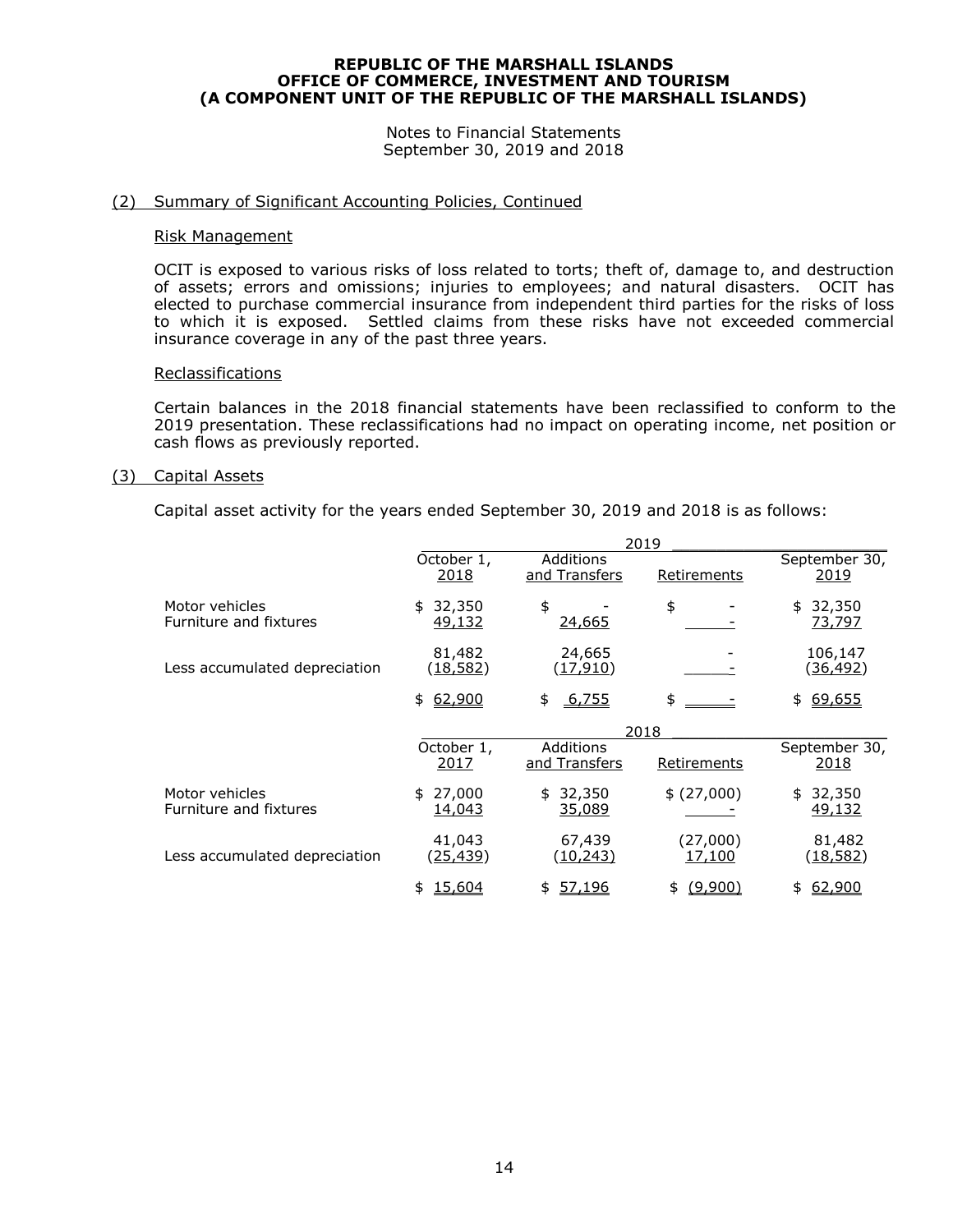# REPUBLIC OF THE MARSHALL ISLANDS
# OFFICE OF COMMERCE, INVESTMENT AND TOURISM
# (A COMPONENT UNIT OF THE REPUBLIC OF THE MARSHALL ISLANDS)

Notes to Financial Statements
September 30, 2019 and 2018

## (2) Summary of Significant Accounting Policies, Continued

### Risk Management

OCIT is exposed to various risks of loss related to torts; theft of, damage to, and destruction of assets; errors and omissions; injuries to employees; and natural disasters. OCIT has elected to purchase commercial insurance from independent third parties for the risks of loss to which it is exposed. Settled claims from these risks have not exceeded commercial insurance coverage in any of the past three years.

### Reclassifications

Certain balances in the 2018 financial statements have been reclassified to conform to the 2019 presentation. These reclassifications had no impact on operating income, net position or cash flows as previously reported.

## (3) Capital Assets

Capital asset activity for the years ended September 30, 2019 and 2018 is as follows:

| | 2019 | | | |
|---|---|---|---|---|
| | October 1, 2018 | Additions and Transfers | Retirements | September 30, 2019 |
| Motor vehicles | $ 32,350 | $ - | $ - | $ 32,350 |
| Furniture and fixtures | 49,132 | 24,665 | - | 73,797 |
| | 81,482 | 24,665 | - | 106,147 |
| Less accumulated depreciation | (18,582) | (17,910) | - | (36,492) |
| | $ 62,900 | $ 6,755 | $ - | $ 69,655 |

| | 2018 | | | |
|---|---|---|---|---|
| | October 1, 2017 | Additions and Transfers | Retirements | September 30, 2018 |
| Motor vehicles | $ 27,000 | $ 32,350 | $ (27,000) | $ 32,350 |
| Furniture and fixtures | 14,043 | 35,089 | - | 49,132 |
| | 41,043 | 67,439 | (27,000) | 81,482 |
| Less accumulated depreciation | (25,439) | (10,243) | 17,100 | (18,582) |
| | $ 15,604 | $ 57,196 | $ (9,900) | $ 62,900 |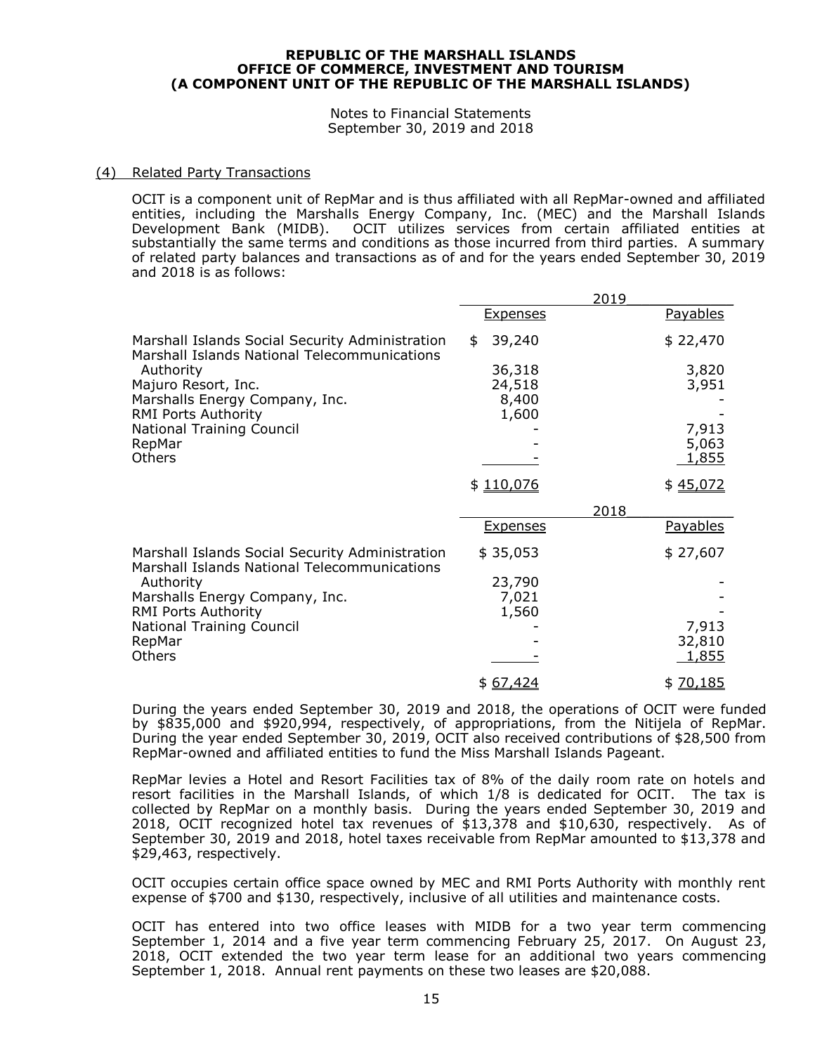**REPUBLIC OF THE MARSHALL ISLANDS**
**OFFICE OF COMMERCE, INVESTMENT AND TOURISM**
**(A COMPONENT UNIT OF THE REPUBLIC OF THE MARSHALL ISLANDS)**

Notes to Financial Statements
September 30, 2019 and 2018

(4) Related Party Transactions

OCIT is a component unit of RepMar and is thus affiliated with all RepMar-owned and affiliated entities, including the Marshalls Energy Company, Inc. (MEC) and the Marshall Islands Development Bank (MIDB). OCIT utilizes services from certain affiliated entities at substantially the same terms and conditions as those incurred from third parties. A summary of related party balances and transactions as of and for the years ended September 30, 2019 and 2018 is as follows:

| | 2019 | |
|---|---|---|
| | Expenses | Payables |
| Marshall Islands Social Security Administration | $ 39,240 | $ 22,470 |
| Marshall Islands National Telecommunications Authority | 36,318 | 3,820 |
| Majuro Resort, Inc. | 24,518 | 3,951 |
| Marshalls Energy Company, Inc. | 8,400 | - |
| RMI Ports Authority | 1,600 | - |
| National Training Council | - | 7,913 |
| RepMar | - | 5,063 |
| Others | - | 1,855 |
| | $ 110,076 | $ 45,072 |

| | 2018 | |
|---|---|---|
| | Expenses | Payables |
| Marshall Islands Social Security Administration | $ 35,053 | $ 27,607 |
| Marshall Islands National Telecommunications Authority | 23,790 | - |
| Marshalls Energy Company, Inc. | 7,021 | - |
| RMI Ports Authority | 1,560 | - |
| National Training Council | - | 7,913 |
| RepMar | - | 32,810 |
| Others | - | 1,855 |
| | $ 67,424 | $ 70,185 |

During the years ended September 30, 2019 and 2018, the operations of OCIT were funded by $835,000 and $920,994, respectively, of appropriations, from the Nitijela of RepMar. During the year ended September 30, 2019, OCIT also received contributions of $28,500 from RepMar-owned and affiliated entities to fund the Miss Marshall Islands Pageant.

RepMar levies a Hotel and Resort Facilities tax of 8% of the daily room rate on hotels and resort facilities in the Marshall Islands, of which 1/8 is dedicated for OCIT. The tax is collected by RepMar on a monthly basis. During the years ended September 30, 2019 and 2018, OCIT recognized hotel tax revenues of $13,378 and $10,630, respectively. As of September 30, 2019 and 2018, hotel taxes receivable from RepMar amounted to $13,378 and $29,463, respectively.

OCIT occupies certain office space owned by MEC and RMI Ports Authority with monthly rent expense of $700 and $130, respectively, inclusive of all utilities and maintenance costs.

OCIT has entered into two office leases with MIDB for a two year term commencing September 1, 2014 and a five year term commencing February 25, 2017. On August 23, 2018, OCIT extended the two year term lease for an additional two years commencing September 1, 2018. Annual rent payments on these two leases are $20,088.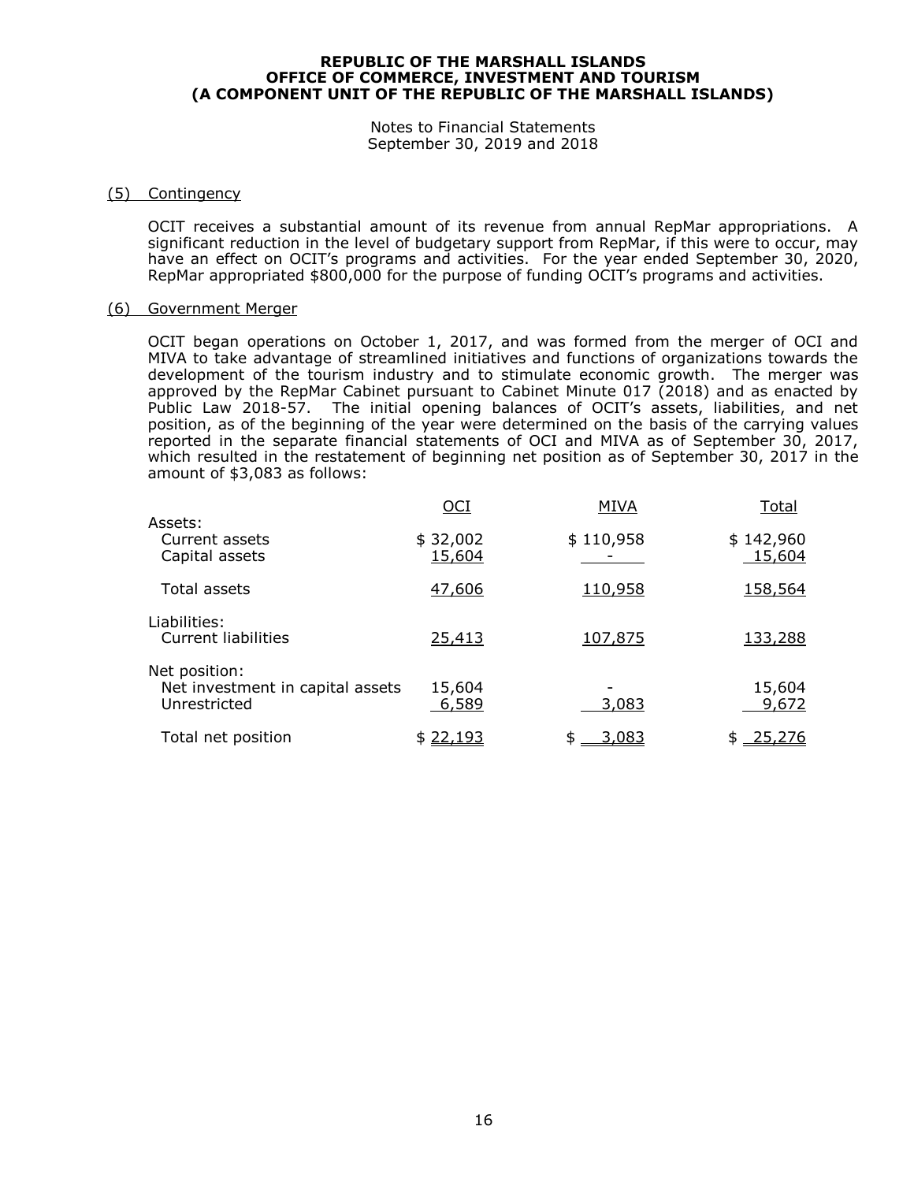## (5) Contingency

OCIT receives a substantial amount of its revenue from annual RepMar appropriations. A significant reduction in the level of budgetary support from RepMar, if this were to occur, may have an effect on OCIT's programs and activities. For the year ended September 30, 2020, RepMar appropriated $800,000 for the purpose of funding OCIT's programs and activities.

## (6) Government Merger

OCIT began operations on October 1, 2017, and was formed from the merger of OCI and MIVA to take advantage of streamlined initiatives and functions of organizations towards the development of the tourism industry and to stimulate economic growth. The merger was approved by the RepMar Cabinet pursuant to Cabinet Minute 017 (2018) and as enacted by Public Law 2018-57. The initial opening balances of OCIT's assets, liabilities, and net position, as of the beginning of the year were determined on the basis of the carrying values reported in the separate financial statements of OCI and MIVA as of September 30, 2017, which resulted in the restatement of beginning net position as of September 30, 2017 in the amount of $3,083 as follows:

| | OCI | MIVA | Total |
|---|---|---|---|
| Assets: | | | |
| Current assets | $ 32,002 | $ 110,958 | $ 142,960 |
| Capital assets | 15,604 | - | 15,604 |
| Total assets | 47,606 | 110,958 | 158,564 |
| Liabilities: | | | |
| Current liabilities | 25,413 | 107,875 | 133,288 |
| Net position: | | | |
| Net investment in capital assets | 15,604 | - | 15,604 |
| Unrestricted | 6,589 | 3,083 | 9,672 |
| Total net position | $ 22,193 | $ 3,083 | $ 25,276 |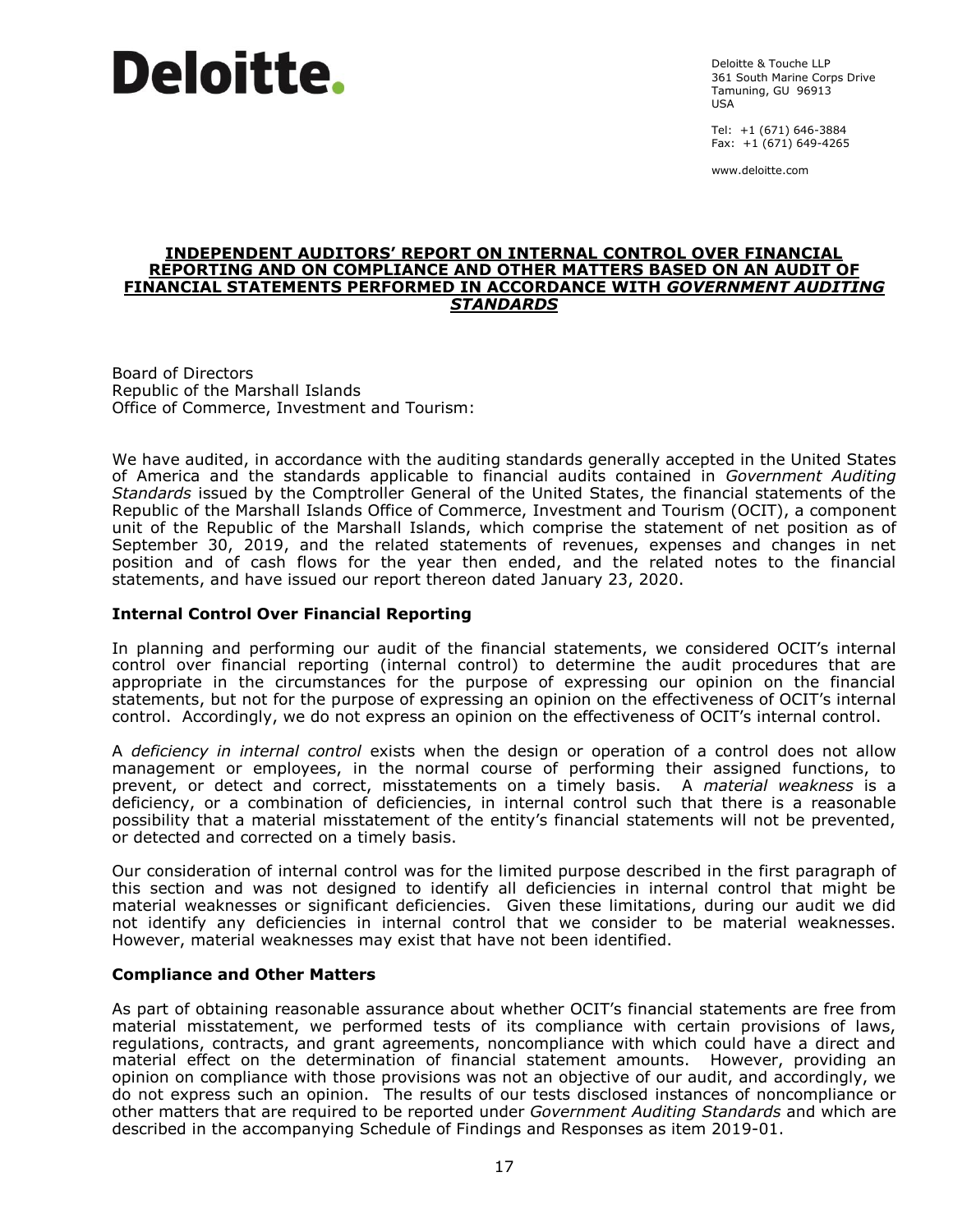**Deloitte.**

Deloitte & Touche LLP
361 South Marine Corps Drive
Tamuning, GU 96913
USA

Tel: +1 (671) 646-3884
Fax: +1 (671) 649-4265

www.deloitte.com

# INDEPENDENT AUDITORS' REPORT ON INTERNAL CONTROL OVER FINANCIAL REPORTING AND ON COMPLIANCE AND OTHER MATTERS BASED ON AN AUDIT OF FINANCIAL STATEMENTS PERFORMED IN ACCORDANCE WITH *GOVERNMENT AUDITING STANDARDS*

Board of Directors
Republic of the Marshall Islands
Office of Commerce, Investment and Tourism:

We have audited, in accordance with the auditing standards generally accepted in the United States of America and the standards applicable to financial audits contained in *Government Auditing Standards* issued by the Comptroller General of the United States, the financial statements of the Republic of the Marshall Islands Office of Commerce, Investment and Tourism (OCIT), a component unit of the Republic of the Marshall Islands, which comprise the statement of net position as of September 30, 2019, and the related statements of revenues, expenses and changes in net position and of cash flows for the year then ended, and the related notes to the financial statements, and have issued our report thereon dated January 23, 2020.

## Internal Control Over Financial Reporting

In planning and performing our audit of the financial statements, we considered OCIT's internal control over financial reporting (internal control) to determine the audit procedures that are appropriate in the circumstances for the purpose of expressing our opinion on the financial statements, but not for the purpose of expressing an opinion on the effectiveness of OCIT's internal control. Accordingly, we do not express an opinion on the effectiveness of OCIT's internal control.

A *deficiency in internal control* exists when the design or operation of a control does not allow management or employees, in the normal course of performing their assigned functions, to prevent, or detect and correct, misstatements on a timely basis. A *material weakness* is a deficiency, or a combination of deficiencies, in internal control such that there is a reasonable possibility that a material misstatement of the entity's financial statements will not be prevented, or detected and corrected on a timely basis.

Our consideration of internal control was for the limited purpose described in the first paragraph of this section and was not designed to identify all deficiencies in internal control that might be material weaknesses or significant deficiencies. Given these limitations, during our audit we did not identify any deficiencies in internal control that we consider to be material weaknesses. However, material weaknesses may exist that have not been identified.

## Compliance and Other Matters

As part of obtaining reasonable assurance about whether OCIT's financial statements are free from material misstatement, we performed tests of its compliance with certain provisions of laws, regulations, contracts, and grant agreements, noncompliance with which could have a direct and material effect on the determination of financial statement amounts. However, providing an opinion on compliance with those provisions was not an objective of our audit, and accordingly, we do not express such an opinion. The results of our tests disclosed instances of noncompliance or other matters that are required to be reported under *Government Auditing Standards* and which are described in the accompanying Schedule of Findings and Responses as item 2019-01.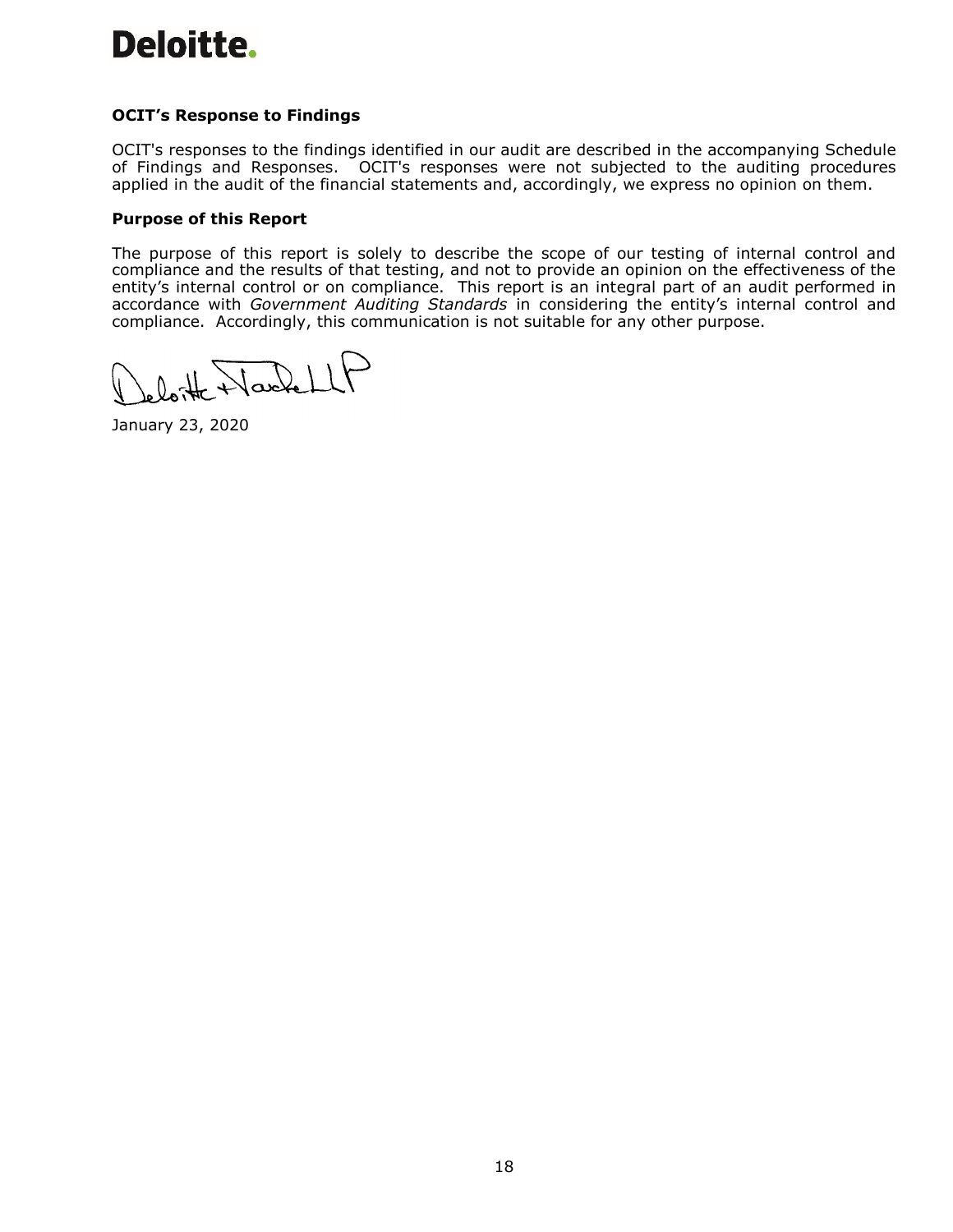Deloitte.

### OCIT's Response to Findings

OCIT's responses to the findings identified in our audit are described in the accompanying Schedule of Findings and Responses. OCIT's responses were not subjected to the auditing procedures applied in the audit of the financial statements and, accordingly, we express no opinion on them.

### Purpose of this Report

The purpose of this report is solely to describe the scope of our testing of internal control and compliance and the results of that testing, and not to provide an opinion on the effectiveness of the entity's internal control or on compliance. This report is an integral part of an audit performed in accordance with *Government Auditing Standards* in considering the entity's internal control and compliance. Accordingly, this communication is not suitable for any other purpose.

Deloitte & Touche LLP

January 23, 2020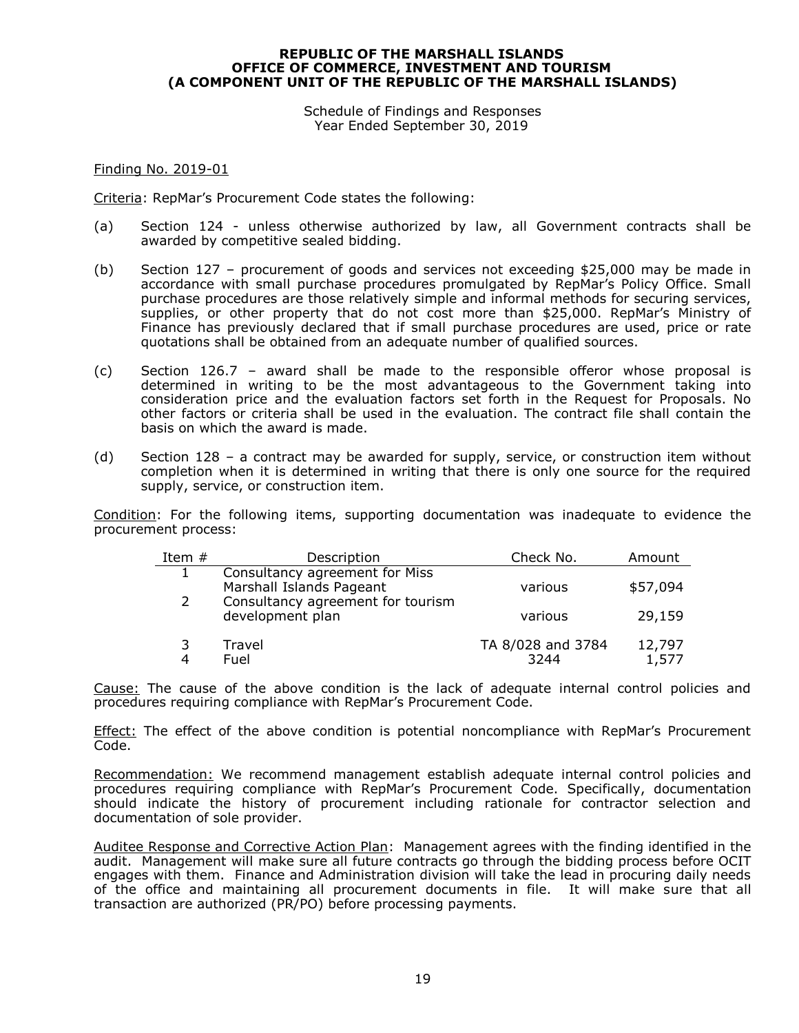**REPUBLIC OF THE MARSHALL ISLANDS**
**OFFICE OF COMMERCE, INVESTMENT AND TOURISM**
**(A COMPONENT UNIT OF THE REPUBLIC OF THE MARSHALL ISLANDS)**

Schedule of Findings and Responses
Year Ended September 30, 2019

Finding No. 2019-01

Criteria: RepMar's Procurement Code states the following:

(a) Section 124 - unless otherwise authorized by law, all Government contracts shall be awarded by competitive sealed bidding.

(b) Section 127 – procurement of goods and services not exceeding $25,000 may be made in accordance with small purchase procedures promulgated by RepMar's Policy Office. Small purchase procedures are those relatively simple and informal methods for securing services, supplies, or other property that do not cost more than $25,000. RepMar's Ministry of Finance has previously declared that if small purchase procedures are used, price or rate quotations shall be obtained from an adequate number of qualified sources.

(c) Section 126.7 – award shall be made to the responsible offeror whose proposal is determined in writing to be the most advantageous to the Government taking into consideration price and the evaluation factors set forth in the Request for Proposals. No other factors or criteria shall be used in the evaluation. The contract file shall contain the basis on which the award is made.

(d) Section 128 – a contract may be awarded for supply, service, or construction item without completion when it is determined in writing that there is only one source for the required supply, service, or construction item.

Condition: For the following items, supporting documentation was inadequate to evidence the procurement process:

| Item # | Description | Check No. | Amount |
|---|---|---|---|
| 1 | Consultancy agreement for Miss Marshall Islands Pageant | various | $57,094 |
| 2 | Consultancy agreement for tourism development plan | various | 29,159 |
| 3 | Travel | TA 8/028 and 3784 | 12,797 |
| 4 | Fuel | 3244 | 1,577 |

Cause: The cause of the above condition is the lack of adequate internal control policies and procedures requiring compliance with RepMar's Procurement Code.

Effect: The effect of the above condition is potential noncompliance with RepMar's Procurement Code.

Recommendation: We recommend management establish adequate internal control policies and procedures requiring compliance with RepMar's Procurement Code. Specifically, documentation should indicate the history of procurement including rationale for contractor selection and documentation of sole provider.

Auditee Response and Corrective Action Plan: Management agrees with the finding identified in the audit. Management will make sure all future contracts go through the bidding process before OCIT engages with them. Finance and Administration division will take the lead in procuring daily needs of the office and maintaining all procurement documents in file. It will make sure that all transaction are authorized (PR/PO) before processing payments.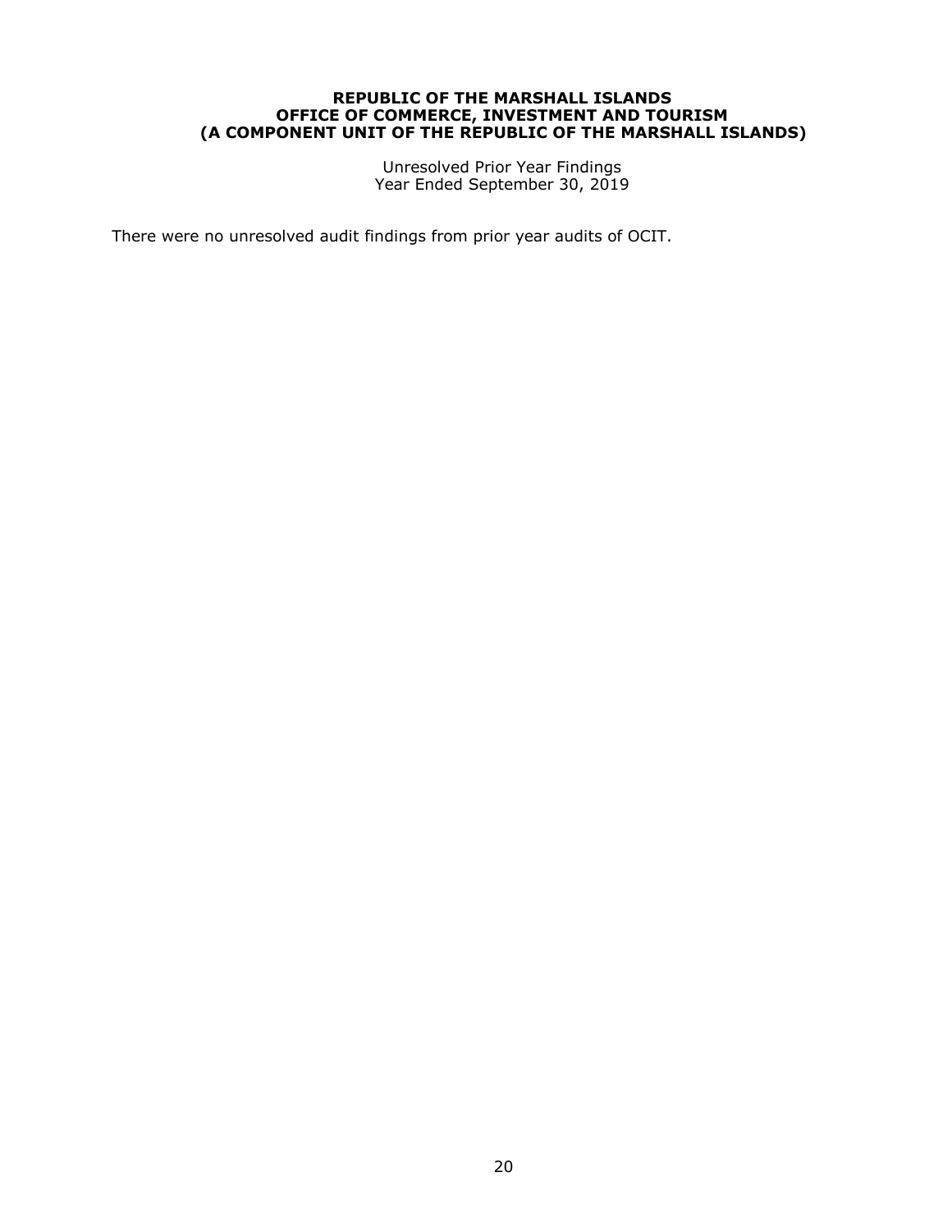**REPUBLIC OF THE MARSHALL ISLANDS**
**OFFICE OF COMMERCE, INVESTMENT AND TOURISM**
**(A COMPONENT UNIT OF THE REPUBLIC OF THE MARSHALL ISLANDS)**

Unresolved Prior Year Findings
Year Ended September 30, 2019

There were no unresolved audit findings from prior year audits of OCIT.